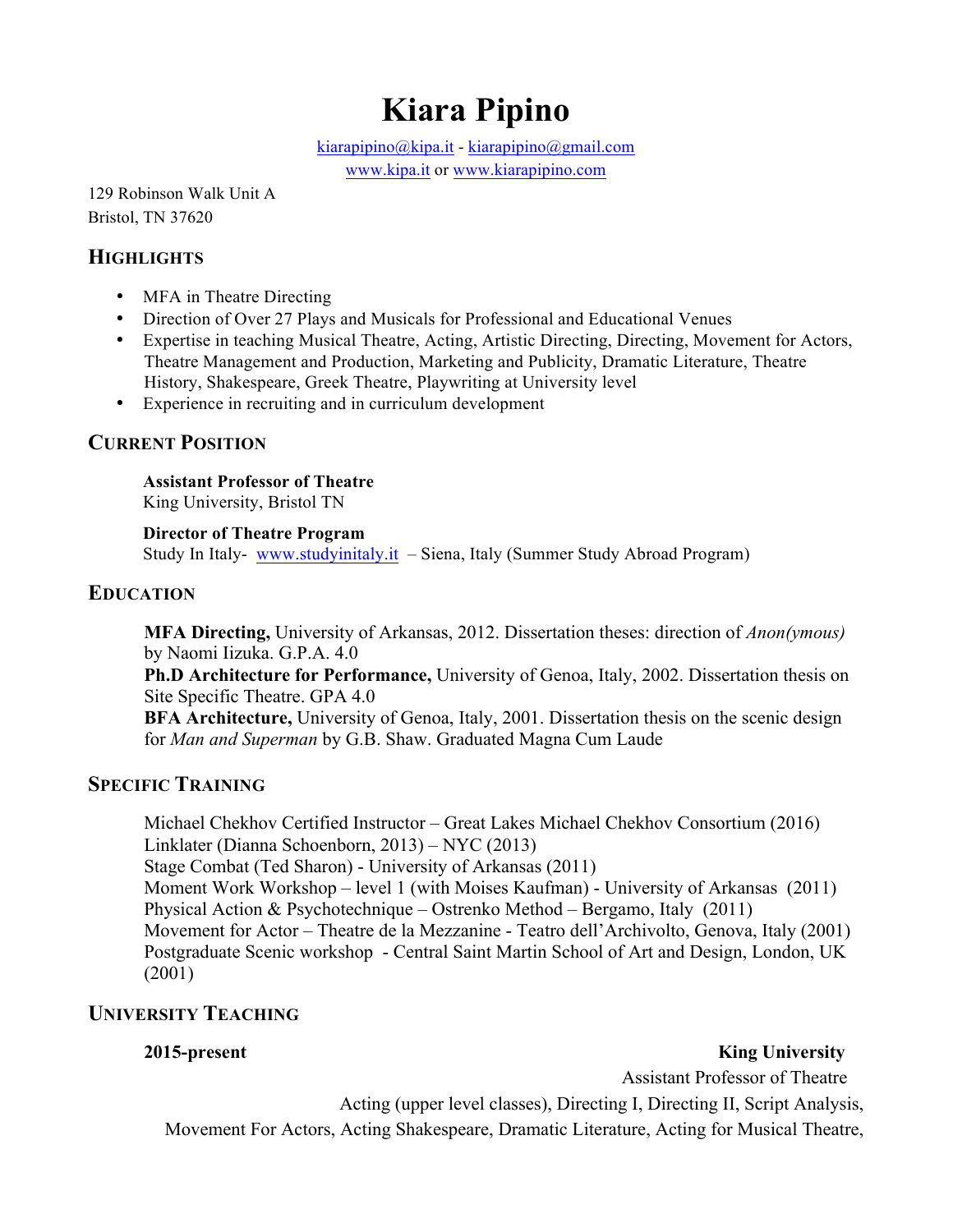# Kiara Pipino

kiarapipino@kipa.it - kiarapipino@gmail.com
www.kipa.it or www.kiarapipino.com

129 Robinson Walk Unit A
Bristol, TN 37620

## HIGHLIGHTS

- MFA in Theatre Directing
- Direction of Over 27 Plays and Musicals for Professional and Educational Venues
- Expertise in teaching Musical Theatre, Acting, Artistic Directing, Directing, Movement for Actors, Theatre Management and Production, Marketing and Publicity, Dramatic Literature, Theatre History, Shakespeare, Greek Theatre, Playwriting at University level
- Experience in recruiting and in curriculum development

## CURRENT POSITION

**Assistant Professor of Theatre**
King University, Bristol TN

**Director of Theatre Program**
Study In Italy- www.studyinitaly.it – Siena, Italy (Summer Study Abroad Program)

## EDUCATION

**MFA Directing,** University of Arkansas, 2012. Dissertation theses: direction of *Anon(ymous)* by Naomi Iizuka. G.P.A. 4.0
**Ph.D Architecture for Performance,** University of Genoa, Italy, 2002. Dissertation thesis on Site Specific Theatre. GPA 4.0
**BFA Architecture,** University of Genoa, Italy, 2001. Dissertation thesis on the scenic design for *Man and Superman* by G.B. Shaw. Graduated Magna Cum Laude

## SPECIFIC TRAINING

Michael Chekhov Certified Instructor – Great Lakes Michael Chekhov Consortium (2016)
Linklater (Dianna Schoenborn, 2013) – NYC (2013)
Stage Combat (Ted Sharon) - University of Arkansas (2011)
Moment Work Workshop – level 1 (with Moises Kaufman) - University of Arkansas (2011)
Physical Action & Psychotechnique – Ostrenko Method – Bergamo, Italy (2011)
Movement for Actor – Theatre de la Mezzanine - Teatro dell'Archivolto, Genova, Italy (2001)
Postgraduate Scenic workshop - Central Saint Martin School of Art and Design, London, UK (2001)

## UNIVERSITY TEACHING

**2015-present** **King University**
Assistant Professor of Theatre
Acting (upper level classes), Directing I, Directing II, Script Analysis, Movement For Actors, Acting Shakespeare, Dramatic Literature, Acting for Musical Theatre,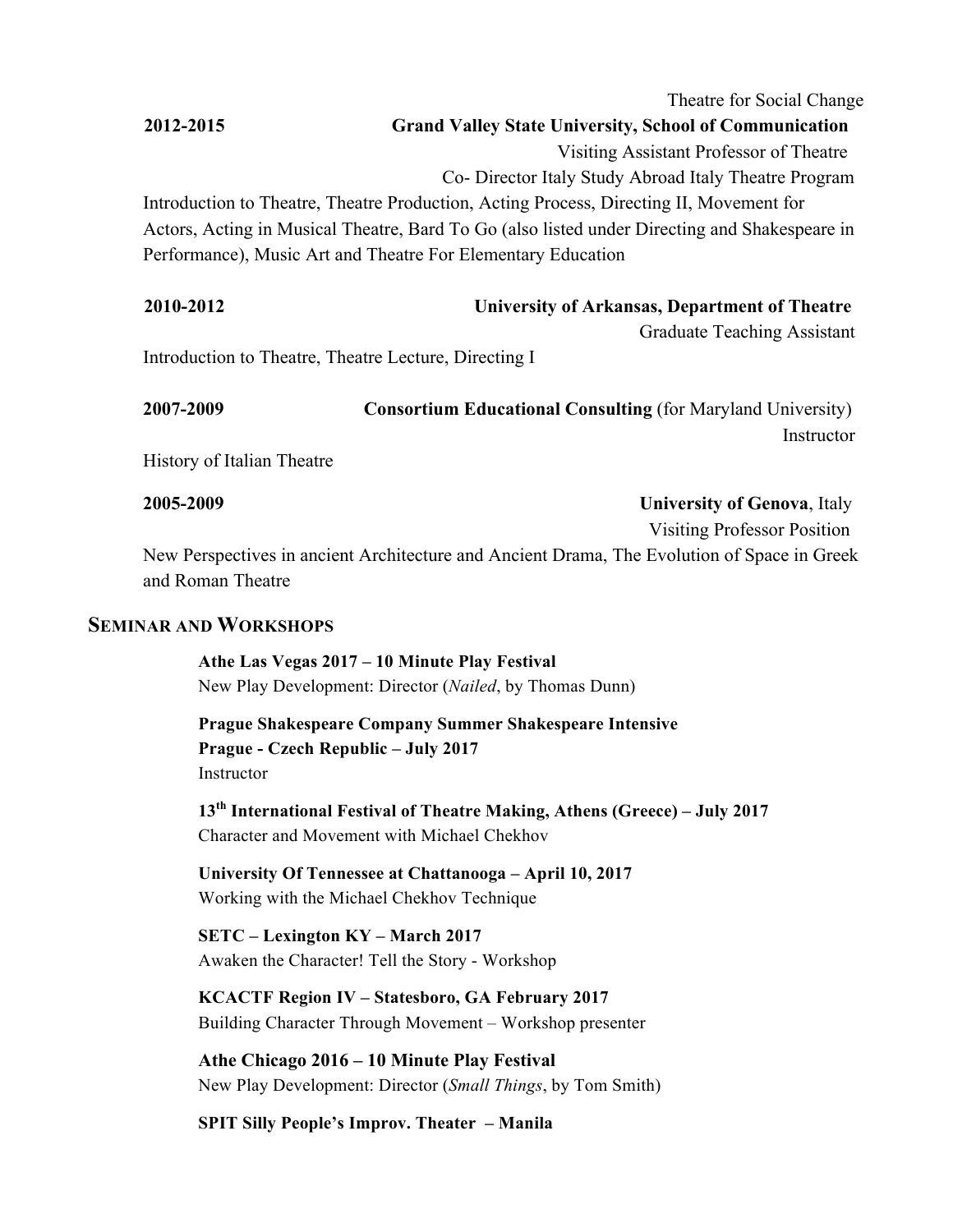Theatre for Social Change

**2012-2015** **Grand Valley State University, School of Communication**

Visiting Assistant Professor of Theatre

Co- Director Italy Study Abroad Italy Theatre Program

Introduction to Theatre, Theatre Production, Acting Process, Directing II, Movement for Actors, Acting in Musical Theatre, Bard To Go (also listed under Directing and Shakespeare in Performance), Music Art and Theatre For Elementary Education

**2010-2012** **University of Arkansas, Department of Theatre**

Graduate Teaching Assistant

Introduction to Theatre, Theatre Lecture, Directing I

**2007-2009** **Consortium Educational Consulting** (for Maryland University)

Instructor

History of Italian Theatre

**2005-2009** **University of Genova**, Italy

Visiting Professor Position

New Perspectives in ancient Architecture and Ancient Drama, The Evolution of Space in Greek and Roman Theatre

## SEMINAR AND WORKSHOPS

**Athe Las Vegas 2017 – 10 Minute Play Festival**
New Play Development: Director (*Nailed*, by Thomas Dunn)

**Prague Shakespeare Company Summer Shakespeare Intensive**
**Prague - Czech Republic – July 2017**
Instructor

**13th International Festival of Theatre Making, Athens (Greece) – July 2017**
Character and Movement with Michael Chekhov

**University Of Tennessee at Chattanooga – April 10, 2017**
Working with the Michael Chekhov Technique

**SETC – Lexington KY – March 2017**
Awaken the Character! Tell the Story - Workshop

**KCACTF Region IV – Statesboro, GA February 2017**
Building Character Through Movement – Workshop presenter

**Athe Chicago 2016 – 10 Minute Play Festival**
New Play Development: Director (*Small Things*, by Tom Smith)

**SPIT Silly People's Improv. Theater – Manila**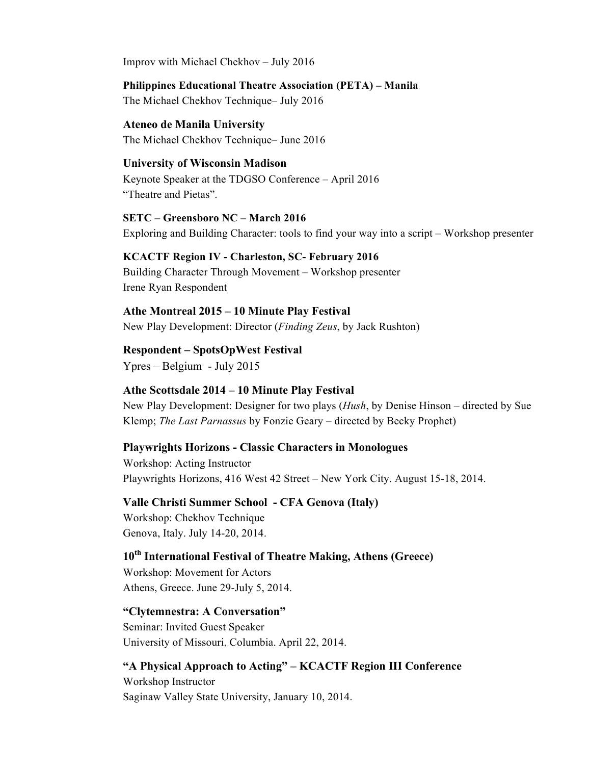Improv with Michael Chekhov – July 2016

**Philippines Educational Theatre Association (PETA) – Manila**
The Michael Chekhov Technique– July 2016

**Ateneo de Manila University**
The Michael Chekhov Technique– June 2016

**University of Wisconsin Madison**
Keynote Speaker at the TDGSO Conference – April 2016
"Theatre and Pietas".

**SETC – Greensboro NC – March 2016**
Exploring and Building Character: tools to find your way into a script – Workshop presenter

**KCACTF Region IV - Charleston, SC- February 2016**
Building Character Through Movement – Workshop presenter
Irene Ryan Respondent

**Athe Montreal 2015 – 10 Minute Play Festival**
New Play Development: Director (*Finding Zeus*, by Jack Rushton)

**Respondent – SpotsOpWest Festival**
Ypres – Belgium - July 2015

**Athe Scottsdale 2014 – 10 Minute Play Festival**
New Play Development: Designer for two plays (*Hush*, by Denise Hinson – directed by Sue Klemp; *The Last Parnassus* by Fonzie Geary – directed by Becky Prophet)

**Playwrights Horizons - Classic Characters in Monologues**
Workshop: Acting Instructor
Playwrights Horizons, 416 West 42 Street – New York City. August 15-18, 2014.

**Valle Christi Summer School - CFA Genova (Italy)**
Workshop: Chekhov Technique
Genova, Italy. July 14-20, 2014.

**10th International Festival of Theatre Making, Athens (Greece)**
Workshop: Movement for Actors
Athens, Greece. June 29-July 5, 2014.

**"Clytemnestra: A Conversation"**
Seminar: Invited Guest Speaker
University of Missouri, Columbia. April 22, 2014.

**"A Physical Approach to Acting" – KCACTF Region III Conference**
Workshop Instructor
Saginaw Valley State University, January 10, 2014.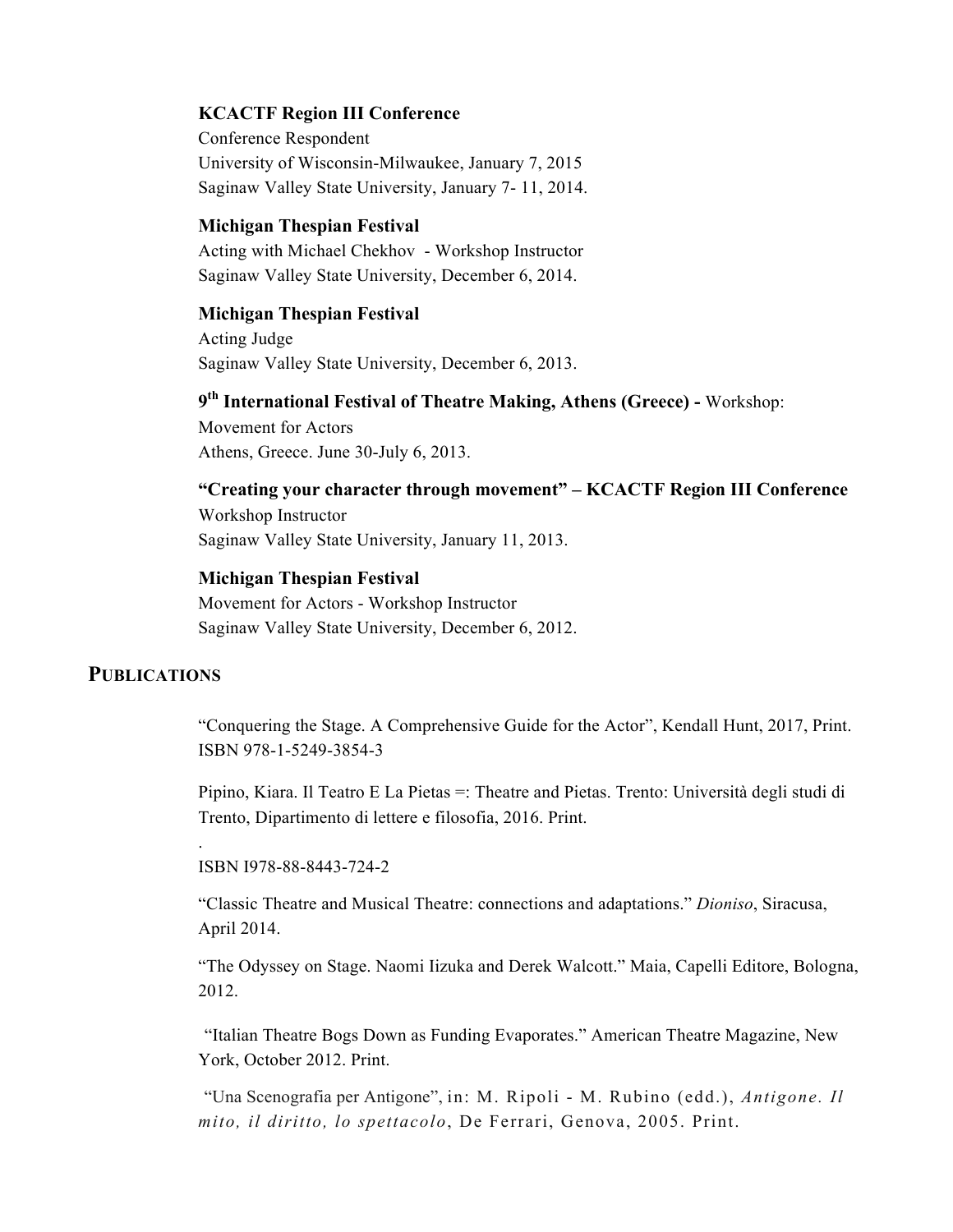**KCACTF Region III Conference**
Conference Respondent
University of Wisconsin-Milwaukee, January 7, 2015
Saginaw Valley State University, January 7- 11, 2014.

**Michigan Thespian Festival**
Acting with Michael Chekhov - Workshop Instructor
Saginaw Valley State University, December 6, 2014.

**Michigan Thespian Festival**
Acting Judge
Saginaw Valley State University, December 6, 2013.

**9th International Festival of Theatre Making, Athens (Greece) -** Workshop: Movement for Actors
Athens, Greece. June 30-July 6, 2013.

**"Creating your character through movement" – KCACTF Region III Conference**
Workshop Instructor
Saginaw Valley State University, January 11, 2013.

**Michigan Thespian Festival**
Movement for Actors - Workshop Instructor
Saginaw Valley State University, December 6, 2012.

## PUBLICATIONS

"Conquering the Stage. A Comprehensive Guide for the Actor", Kendall Hunt, 2017, Print. ISBN 978-1-5249-3854-3

Pipino, Kiara. Il Teatro E La Pietas =: Theatre and Pietas. Trento: Università degli studi di Trento, Dipartimento di lettere e filosofia, 2016. Print.

.
ISBN I978-88-8443-724-2

"Classic Theatre and Musical Theatre: connections and adaptations." *Dioniso*, Siracusa, April 2014.

"The Odyssey on Stage. Naomi Iizuka and Derek Walcott." Maia, Capelli Editore, Bologna, 2012.

"Italian Theatre Bogs Down as Funding Evaporates." American Theatre Magazine, New York, October 2012. Print.

"Una Scenografia per Antigone", in: M. Ripoli - M. Rubino (edd.), *Antigone. Il mito, il diritto, lo spettacolo*, De Ferrari, Genova, 2005. Print.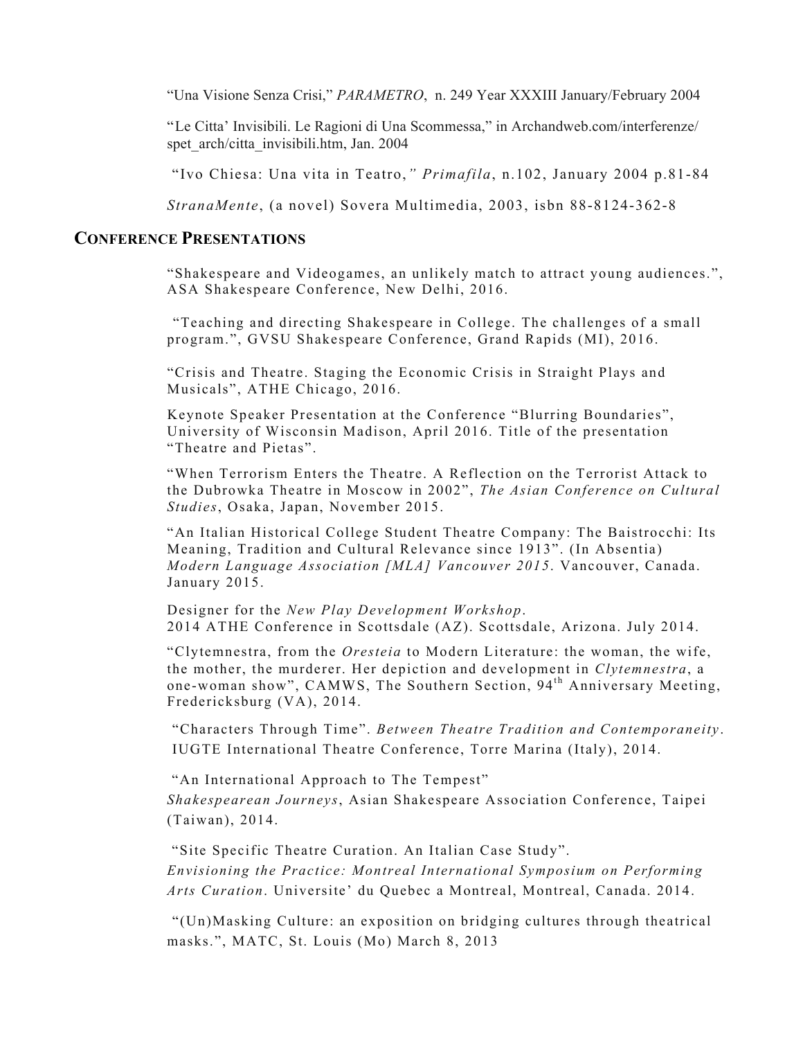"Una Visione Senza Crisi," *PARAMETRO*, n. 249 Year XXXIII January/February 2004

"Le Citta' Invisibili. Le Ragioni di Una Scommessa," in Archandweb.com/interferenze/spet_arch/citta_invisibili.htm, Jan. 2004

"Ivo Chiesa: Una vita in Teatro," *Primafila*, n.102, January 2004 p.81-84

*StranaMente*, (a novel) Sovera Multimedia, 2003, isbn 88-8124-362-8

## CONFERENCE PRESENTATIONS

"Shakespeare and Videogames, an unlikely match to attract young audiences.", ASA Shakespeare Conference, New Delhi, 2016.

"Teaching and directing Shakespeare in College. The challenges of a small program.", GVSU Shakespeare Conference, Grand Rapids (MI), 2016.

"Crisis and Theatre. Staging the Economic Crisis in Straight Plays and Musicals", ATHE Chicago, 2016.

Keynote Speaker Presentation at the Conference "Blurring Boundaries", University of Wisconsin Madison, April 2016. Title of the presentation "Theatre and Pietas".

"When Terrorism Enters the Theatre. A Reflection on the Terrorist Attack to the Dubrowka Theatre in Moscow in 2002", *The Asian Conference on Cultural Studies*, Osaka, Japan, November 2015.

"An Italian Historical College Student Theatre Company: The Baistrocchi: Its Meaning, Tradition and Cultural Relevance since 1913". (In Absentia) *Modern Language Association [MLA] Vancouver 2015*. Vancouver, Canada. January 2015.

Designer for the *New Play Development Workshop*.
2014 ATHE Conference in Scottsdale (AZ). Scottsdale, Arizona. July 2014.

"Clytemnestra, from the *Oresteia* to Modern Literature: the woman, the wife, the mother, the murderer. Her depiction and development in *Clytemnestra*, a one-woman show", CAMWS, The Southern Section, 94th Anniversary Meeting, Fredericksburg (VA), 2014.

"Characters Through Time". *Between Theatre Tradition and Contemporaneity*. IUGTE International Theatre Conference, Torre Marina (Italy), 2014.

"An International Approach to The Tempest"
*Shakespearean Journeys*, Asian Shakespeare Association Conference, Taipei (Taiwan), 2014.

"Site Specific Theatre Curation. An Italian Case Study".
*Envisioning the Practice: Montreal International Symposium on Performing Arts Curation*. Universite' du Quebec a Montreal, Montreal, Canada. 2014.

"(Un)Masking Culture: an exposition on bridging cultures through theatrical masks.", MATC, St. Louis (Mo) March 8, 2013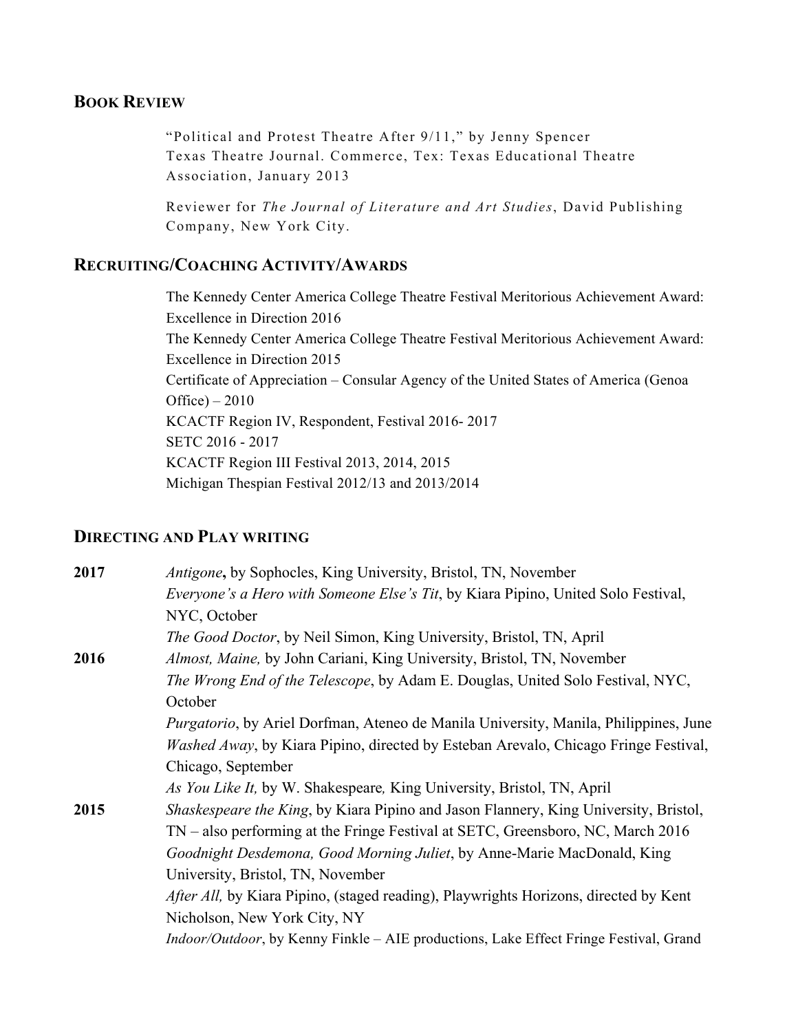## Book Review

"Political and Protest Theatre After 9/11," by Jenny Spencer
Texas Theatre Journal. Commerce, Tex: Texas Educational Theatre Association, January 2013

Reviewer for *The Journal of Literature and Art Studies*, David Publishing Company, New York City.

## Recruiting/Coaching Activity/Awards

The Kennedy Center America College Theatre Festival Meritorious Achievement Award: Excellence in Direction 2016
The Kennedy Center America College Theatre Festival Meritorious Achievement Award: Excellence in Direction 2015
Certificate of Appreciation – Consular Agency of the United States of America (Genoa Office) – 2010
KCACTF Region IV, Respondent, Festival 2016- 2017
SETC 2016 - 2017
KCACTF Region III Festival 2013, 2014, 2015
Michigan Thespian Festival 2012/13 and 2013/2014

## Directing and Play Writing

**2017**
*Antigone***,** by Sophocles, King University, Bristol, TN, November
*Everyone's a Hero with Someone Else's Tit*, by Kiara Pipino, United Solo Festival, NYC, October
*The Good Doctor*, by Neil Simon, King University, Bristol, TN, April

**2016**
*Almost, Maine,* by John Cariani, King University, Bristol, TN, November
*The Wrong End of the Telescope*, by Adam E. Douglas, United Solo Festival, NYC, October
*Purgatorio*, by Ariel Dorfman, Ateneo de Manila University, Manila, Philippines, June
*Washed Away*, by Kiara Pipino, directed by Esteban Arevalo, Chicago Fringe Festival, Chicago, September
*As You Like It,* by W. Shakespeare*,* King University, Bristol, TN, April

**2015**
*Shaskespeare the King*, by Kiara Pipino and Jason Flannery, King University, Bristol, TN – also performing at the Fringe Festival at SETC, Greensboro, NC, March 2016
*Goodnight Desdemona, Good Morning Juliet*, by Anne-Marie MacDonald, King University, Bristol, TN, November
*After All,* by Kiara Pipino, (staged reading), Playwrights Horizons, directed by Kent Nicholson, New York City, NY
*Indoor/Outdoor*, by Kenny Finkle – AIE productions, Lake Effect Fringe Festival, Grand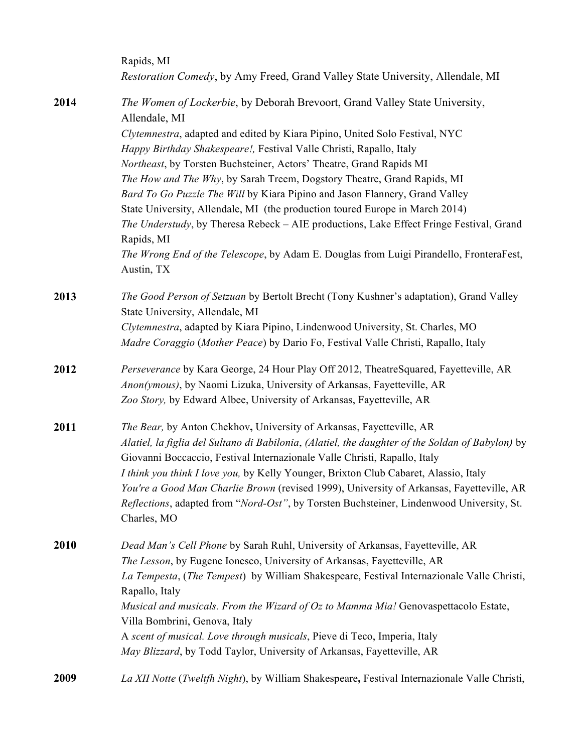Rapids, MI
*Restoration Comedy*, by Amy Freed, Grand Valley State University, Allendale, MI

**2014**

*The Women of Lockerbie*, by Deborah Brevoort, Grand Valley State University, Allendale, MI
*Clytemnestra*, adapted and edited by Kiara Pipino, United Solo Festival, NYC
*Happy Birthday Shakespeare!,* Festival Valle Christi, Rapallo, Italy
*Northeast*, by Torsten Buchsteiner, Actors' Theatre, Grand Rapids MI
*The How and The Why*, by Sarah Treem, Dogstory Theatre, Grand Rapids, MI
*Bard To Go Puzzle The Will* by Kiara Pipino and Jason Flannery, Grand Valley State University, Allendale, MI (the production toured Europe in March 2014)
*The Understudy*, by Theresa Rebeck – AIE productions, Lake Effect Fringe Festival, Grand Rapids, MI
*The Wrong End of the Telescope*, by Adam E. Douglas from Luigi Pirandello, FronteraFest, Austin, TX

**2013**

*The Good Person of Setzuan* by Bertolt Brecht (Tony Kushner's adaptation), Grand Valley State University, Allendale, MI
*Clytemnestra*, adapted by Kiara Pipino, Lindenwood University, St. Charles, MO
*Madre Coraggio* (*Mother Peace*) by Dario Fo, Festival Valle Christi, Rapallo, Italy

**2012**

*Perseverance* by Kara George, 24 Hour Play Off 2012, TheatreSquared, Fayetteville, AR
*Anon(ymous)*, by Naomi Lizuka, University of Arkansas, Fayetteville, AR
*Zoo Story,* by Edward Albee, University of Arkansas, Fayetteville, AR

**2011**

*The Bear,* by Anton Chekhov**,** University of Arkansas, Fayetteville, AR
*Alatiel, la figlia del Sultano di Babilonia*, *(Alatiel, the daughter of the Soldan of Babylon)* by Giovanni Boccaccio, Festival Internazionale Valle Christi, Rapallo, Italy
*I think you think I love you,* by Kelly Younger, Brixton Club Cabaret, Alassio, Italy
*You're a Good Man Charlie Brown* (revised 1999), University of Arkansas, Fayetteville, AR
*Reflections*, adapted from "*Nord-Ost"*, by Torsten Buchsteiner, Lindenwood University, St. Charles, MO

**2010**

*Dead Man's Cell Phone* by Sarah Ruhl, University of Arkansas, Fayetteville, AR
*The Lesson*, by Eugene Ionesco, University of Arkansas, Fayetteville, AR
*La Tempesta*, (*The Tempest*) by William Shakespeare, Festival Internazionale Valle Christi, Rapallo, Italy
*Musical and musicals. From the Wizard of Oz to Mamma Mia!* Genovaspettacolo Estate, Villa Bombrini, Genova, Italy
A *scent of musical. Love through musicals*, Pieve di Teco, Imperia, Italy
*May Blizzard*, by Todd Taylor, University of Arkansas, Fayetteville, AR

**2009**

*La XII Notte* (*Twelfth Night*), by William Shakespeare**,** Festival Internazionale Valle Christi,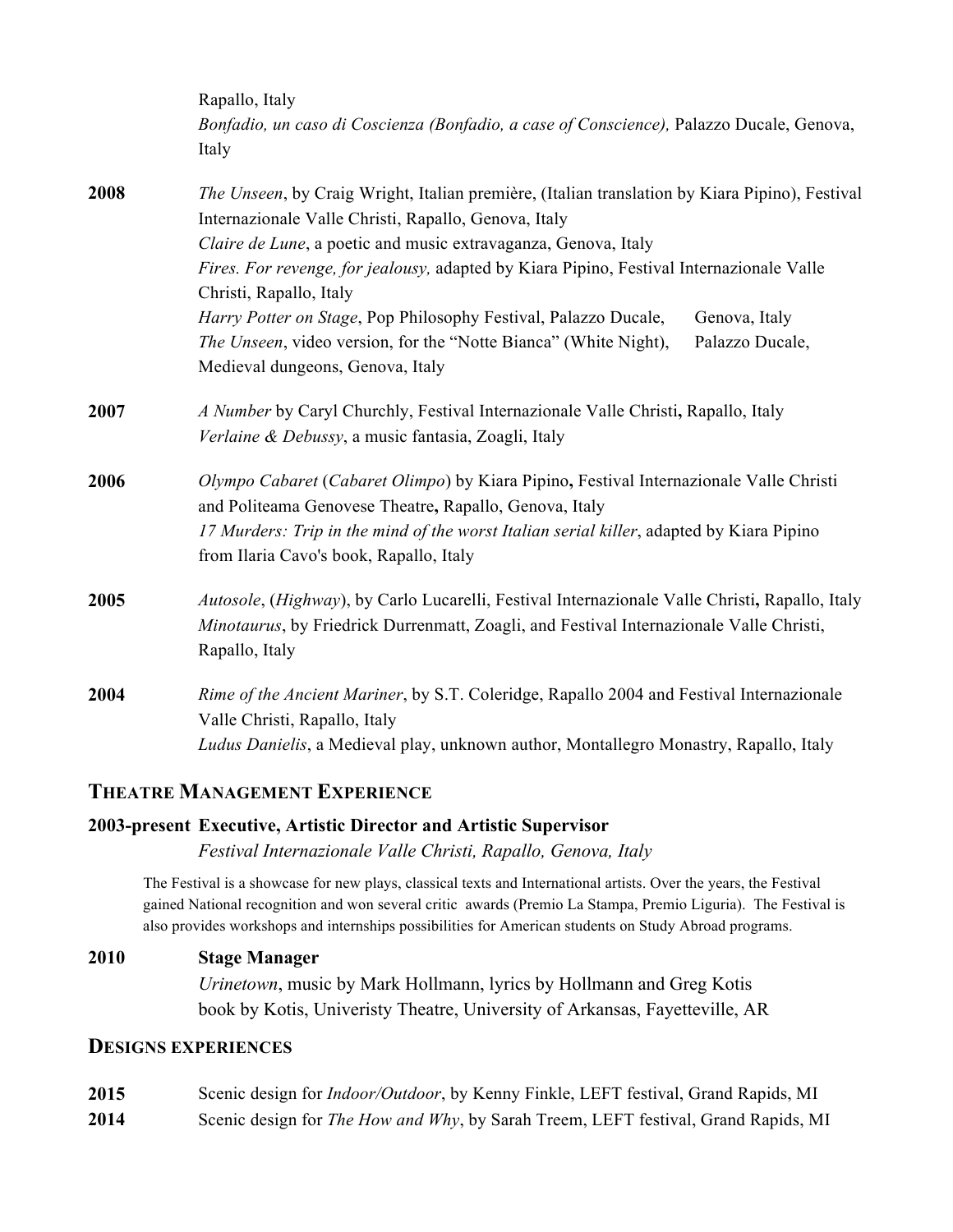Rapallo, Italy
*Bonfadio, un caso di Coscienza (Bonfadio, a case of Conscience),* Palazzo Ducale, Genova, Italy

**2008** *The Unseen*, by Craig Wright, Italian première, (Italian translation by Kiara Pipino), Festival Internazionale Valle Christi, Rapallo, Genova, Italy
*Claire de Lune*, a poetic and music extravaganza, Genova, Italy
*Fires. For revenge, for jealousy,* adapted by Kiara Pipino, Festival Internazionale Valle Christi, Rapallo, Italy
*Harry Potter on Stage*, Pop Philosophy Festival, Palazzo Ducale, Genova, Italy
*The Unseen*, video version, for the "Notte Bianca" (White Night), Palazzo Ducale, Medieval dungeons, Genova, Italy

**2007** *A Number* by Caryl Churchly, Festival Internazionale Valle Christi**,** Rapallo, Italy
*Verlaine & Debussy*, a music fantasia, Zoagli, Italy

**2006** *Olympo Cabaret* (*Cabaret Olimpo*) by Kiara Pipino**,** Festival Internazionale Valle Christi and Politeama Genovese Theatre**,** Rapallo, Genova, Italy
*17 Murders: Trip in the mind of the worst Italian serial killer*, adapted by Kiara Pipino from Ilaria Cavo's book, Rapallo, Italy

**2005** *Autosole*, (*Highway*), by Carlo Lucarelli, Festival Internazionale Valle Christi**,** Rapallo, Italy
*Minotaurus*, by Friedrick Durrenmatt, Zoagli, and Festival Internazionale Valle Christi, Rapallo, Italy

**2004** *Rime of the Ancient Mariner*, by S.T. Coleridge, Rapallo 2004 and Festival Internazionale Valle Christi, Rapallo, Italy
*Ludus Danielis*, a Medieval play, unknown author, Montallegro Monastry, Rapallo, Italy

## THEATRE MANAGEMENT EXPERIENCE

**2003-present Executive, Artistic Director and Artistic Supervisor**
*Festival Internazionale Valle Christi, Rapallo, Genova, Italy*

The Festival is a showcase for new plays, classical texts and International artists. Over the years, the Festival gained National recognition and won several critic awards (Premio La Stampa, Premio Liguria). The Festival is also provides workshops and internships possibilities for American students on Study Abroad programs.

**2010 Stage Manager**
*Urinetown*, music by Mark Hollmann, lyrics by Hollmann and Greg Kotis book by Kotis, Univeristy Theatre, University of Arkansas, Fayetteville, AR

## DESIGNS EXPERIENCES

**2015** Scenic design for *Indoor/Outdoor*, by Kenny Finkle, LEFT festival, Grand Rapids, MI
**2014** Scenic design for *The How and Why*, by Sarah Treem, LEFT festival, Grand Rapids, MI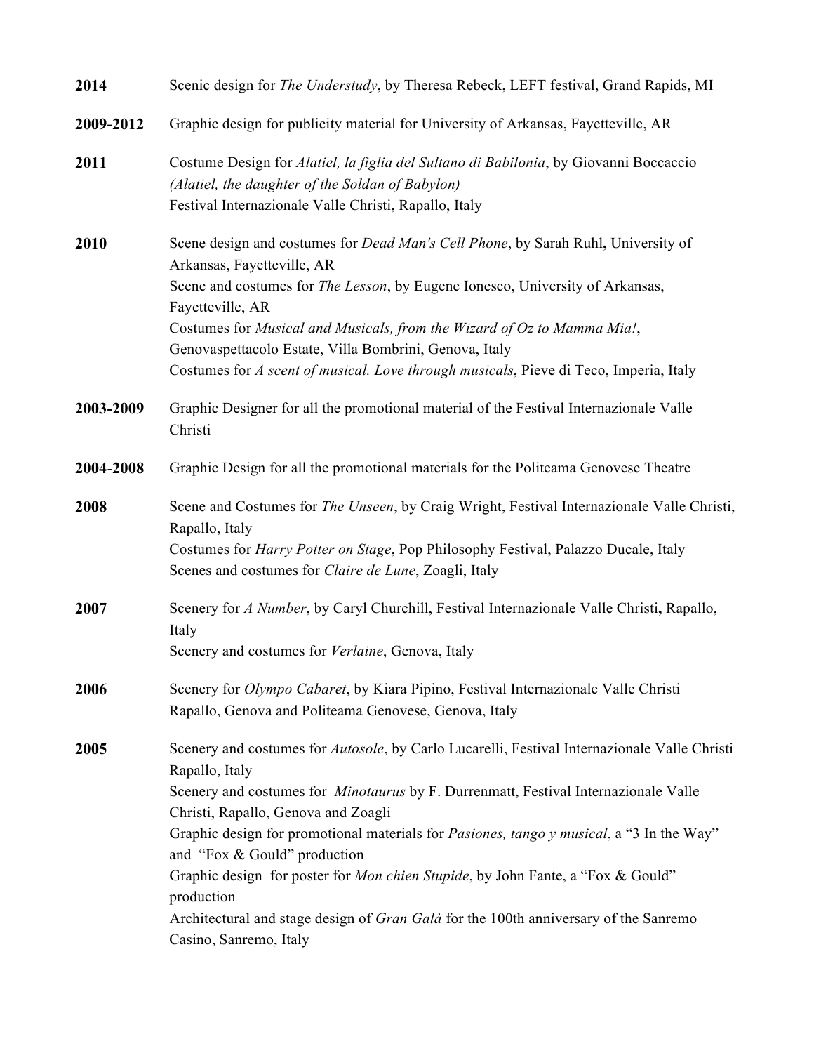**2014** Scenic design for *The Understudy*, by Theresa Rebeck, LEFT festival, Grand Rapids, MI

**2009-2012** Graphic design for publicity material for University of Arkansas, Fayetteville, AR

**2011** Costume Design for *Alatiel, la figlia del Sultano di Babilonia*, by Giovanni Boccaccio *(Alatiel, the daughter of the Soldan of Babylon)*
Festival Internazionale Valle Christi, Rapallo, Italy

**2010** Scene design and costumes for *Dead Man's Cell Phone*, by Sarah Ruhl**,** University of Arkansas, Fayetteville, AR
Scene and costumes for *The Lesson*, by Eugene Ionesco, University of Arkansas, Fayetteville, AR
Costumes for *Musical and Musicals, from the Wizard of Oz to Mamma Mia!*, Genovaspettacolo Estate, Villa Bombrini, Genova, Italy
Costumes for *A scent of musical. Love through musicals*, Pieve di Teco, Imperia, Italy

**2003-2009** Graphic Designer for all the promotional material of the Festival Internazionale Valle Christi

**2004-2008** Graphic Design for all the promotional materials for the Politeama Genovese Theatre

**2008** Scene and Costumes for *The Unseen*, by Craig Wright, Festival Internazionale Valle Christi, Rapallo, Italy
Costumes for *Harry Potter on Stage*, Pop Philosophy Festival, Palazzo Ducale, Italy
Scenes and costumes for *Claire de Lune*, Zoagli, Italy

**2007** Scenery for *A Number*, by Caryl Churchill, Festival Internazionale Valle Christi**,** Rapallo, Italy
Scenery and costumes for *Verlaine*, Genova, Italy

**2006** Scenery for *Olympo Cabaret*, by Kiara Pipino, Festival Internazionale Valle Christi Rapallo, Genova and Politeama Genovese, Genova, Italy

**2005** Scenery and costumes for *Autosole*, by Carlo Lucarelli, Festival Internazionale Valle Christi Rapallo, Italy
Scenery and costumes for *Minotaurus* by F. Durrenmatt, Festival Internazionale Valle Christi, Rapallo, Genova and Zoagli
Graphic design for promotional materials for *Pasiones, tango y musical*, a "3 In the Way" and "Fox & Gould" production
Graphic design for poster for *Mon chien Stupide*, by John Fante, a "Fox & Gould" production
Architectural and stage design of *Gran Galà* for the 100th anniversary of the Sanremo Casino, Sanremo, Italy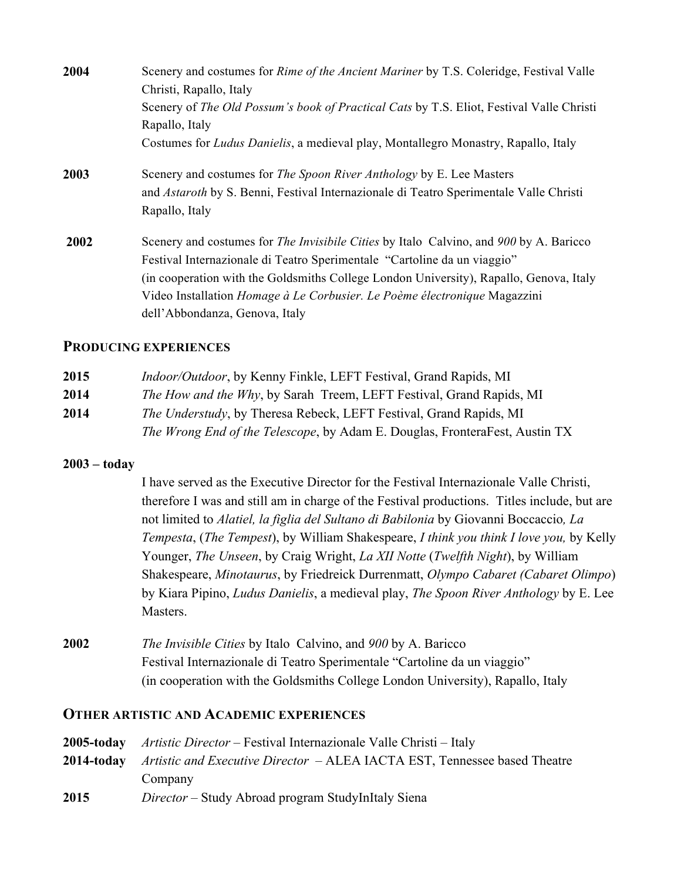**2004** Scenery and costumes for *Rime of the Ancient Mariner* by T.S. Coleridge, Festival Valle Christi, Rapallo, Italy
Scenery of *The Old Possum's book of Practical Cats* by T.S. Eliot, Festival Valle Christi Rapallo, Italy
Costumes for *Ludus Danielis*, a medieval play, Montallegro Monastry, Rapallo, Italy

**2003** Scenery and costumes for *The Spoon River Anthology* by E. Lee Masters and *Astaroth* by S. Benni, Festival Internazionale di Teatro Sperimentale Valle Christi Rapallo, Italy

**2002** Scenery and costumes for *The Invisibile Cities* by Italo Calvino, and *900* by A. Baricco Festival Internazionale di Teatro Sperimentale "Cartoline da un viaggio" (in cooperation with the Goldsmiths College London University), Rapallo, Genova, Italy
Video Installation *Homage à Le Corbusier. Le Poème électronique* Magazzini dell'Abbondanza, Genova, Italy

## PRODUCING EXPERIENCES

**2015** *Indoor/Outdoor*, by Kenny Finkle, LEFT Festival, Grand Rapids, MI
**2014** *The How and the Why*, by Sarah Treem, LEFT Festival, Grand Rapids, MI
**2014** *The Understudy*, by Theresa Rebeck, LEFT Festival, Grand Rapids, MI
*The Wrong End of the Telescope*, by Adam E. Douglas, FronteraFest, Austin TX

**2003 – today**
I have served as the Executive Director for the Festival Internazionale Valle Christi, therefore I was and still am in charge of the Festival productions. Titles include, but are not limited to *Alatiel, la figlia del Sultano di Babilonia* by Giovanni Boccaccio*, La Tempesta*, (*The Tempest*), by William Shakespeare, *I think you think I love you,* by Kelly Younger, *The Unseen*, by Craig Wright, *La XII Notte* (*Twelfth Night*), by William Shakespeare, *Minotaurus*, by Friedreick Durrenmatt, *Olympo Cabaret (Cabaret Olimpo*) by Kiara Pipino, *Ludus Danielis*, a medieval play, *The Spoon River Anthology* by E. Lee Masters.

**2002** *The Invisible Cities* by Italo Calvino, and *900* by A. Baricco
Festival Internazionale di Teatro Sperimentale "Cartoline da un viaggio" (in cooperation with the Goldsmiths College London University), Rapallo, Italy

## OTHER ARTISTIC AND ACADEMIC EXPERIENCES

**2005-today** *Artistic Director* – Festival Internazionale Valle Christi – Italy
**2014-today** *Artistic and Executive Director* – ALEA IACTA EST, Tennessee based Theatre Company
**2015** *Director* – Study Abroad program StudyInItaly Siena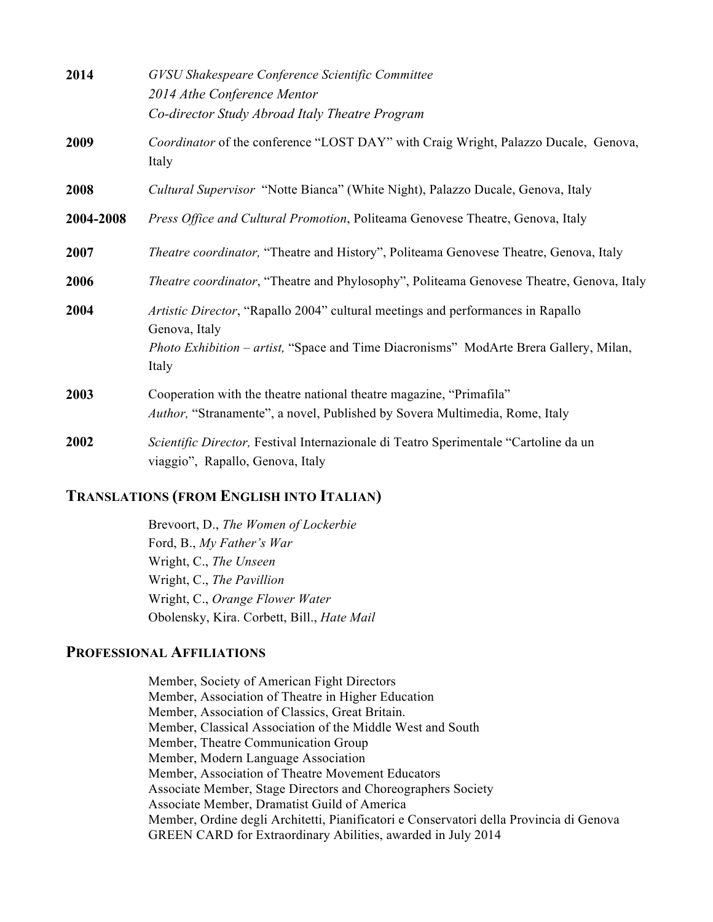**2014** *GVSU Shakespeare Conference Scientific Committee*
*2014 Athe Conference Mentor*
*Co-director Study Abroad Italy Theatre Program*

**2009** *Coordinator* of the conference "LOST DAY" with Craig Wright, Palazzo Ducale, Genova, Italy

**2008** *Cultural Supervisor* "Notte Bianca" (White Night), Palazzo Ducale, Genova, Italy

**2004-2008** *Press Office and Cultural Promotion*, Politeama Genovese Theatre, Genova, Italy

**2007** *Theatre coordinator,* "Theatre and History", Politeama Genovese Theatre, Genova, Italy

**2006** *Theatre coordinator*, "Theatre and Phylosophy", Politeama Genovese Theatre, Genova, Italy

**2004** *Artistic Director*, "Rapallo 2004" cultural meetings and performances in Rapallo Genova, Italy
*Photo Exhibition – artist,* "Space and Time Diacronisms" ModArte Brera Gallery, Milan, Italy

**2003** Cooperation with the theatre national theatre magazine, "Primafila"
*Author,* "Stranamente", a novel, Published by Sovera Multimedia, Rome, Italy

**2002** *Scientific Director,* Festival Internazionale di Teatro Sperimentale "Cartoline da un viaggio", Rapallo, Genova, Italy

## TRANSLATIONS (FROM ENGLISH INTO ITALIAN)

Brevoort, D., *The Women of Lockerbie*
Ford, B., *My Father's War*
Wright, C., *The Unseen*
Wright, C., *The Pavillion*
Wright, C., *Orange Flower Water*
Obolensky, Kira. Corbett, Bill., *Hate Mail*

## PROFESSIONAL AFFILIATIONS

Member, Society of American Fight Directors
Member, Association of Theatre in Higher Education
Member, Association of Classics, Great Britain.
Member, Classical Association of the Middle West and South
Member, Theatre Communication Group
Member, Modern Language Association
Member, Association of Theatre Movement Educators
Associate Member, Stage Directors and Choreographers Society
Associate Member, Dramatist Guild of America
Member, Ordine degli Architetti, Pianificatori e Conservatori della Provincia di Genova
GREEN CARD for Extraordinary Abilities, awarded in July 2014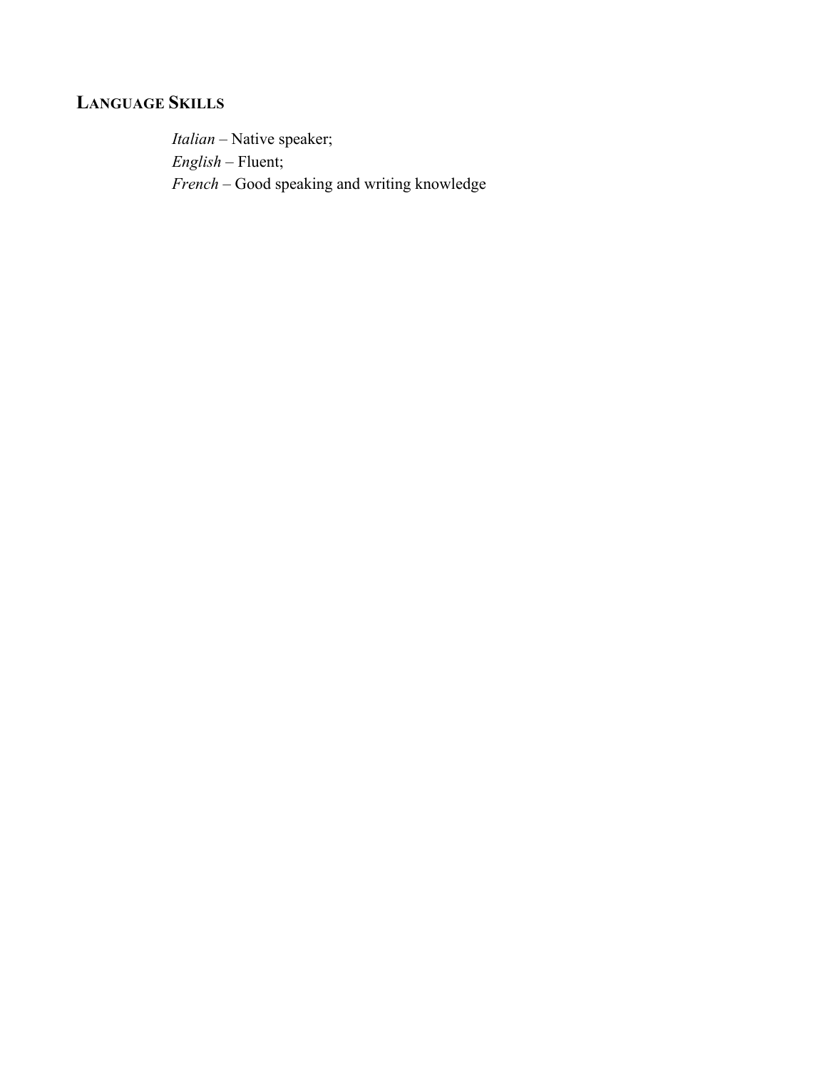## LANGUAGE SKILLS

*Italian* – Native speaker;
*English* – Fluent;
*French* – Good speaking and writing knowledge